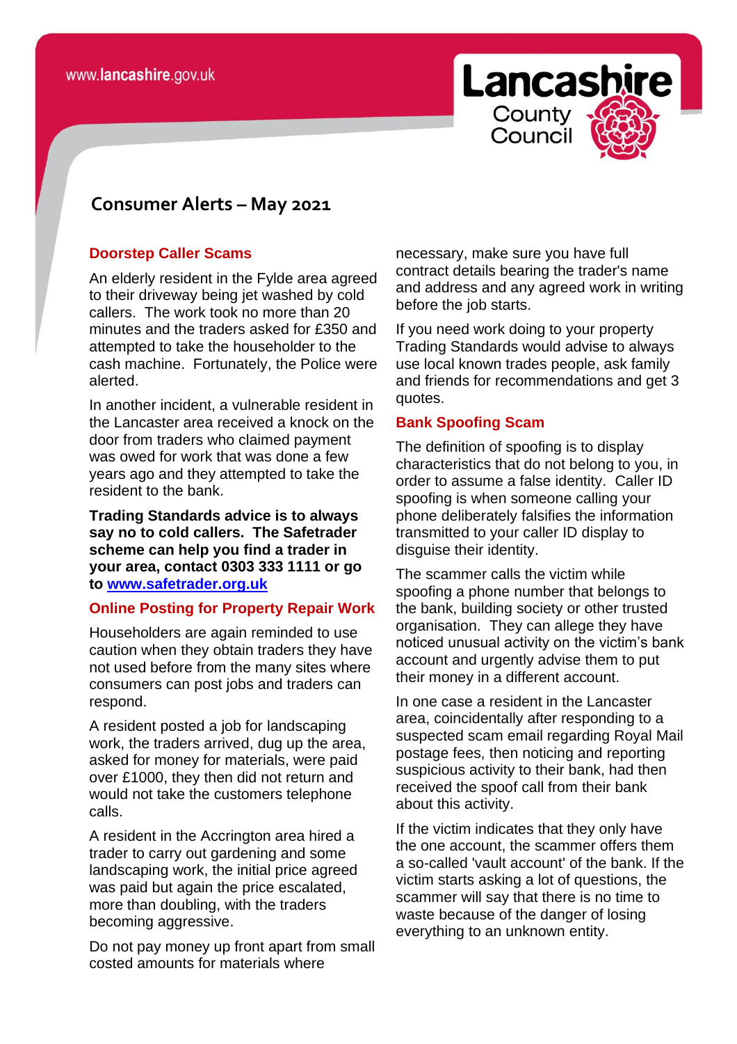www.lancashire.gov.uk

Lancashire County Council

# Consumer Alerts – May 2021

## Doorstep Caller Scams

An elderly resident in the Fylde area agreed to their driveway being jet washed by cold callers. The work took no more than 20 minutes and the traders asked for £350 and attempted to take the householder to the cash machine. Fortunately, the Police were alerted.

In another incident, a vulnerable resident in the Lancaster area received a knock on the door from traders who claimed payment was owed for work that was done a few years ago and they attempted to take the resident to the bank.

**Trading Standards advice is to always say no to cold callers. The Safetrader scheme can help you find a trader in your area, contact 0303 333 1111 or go to [www.safetrader.org.uk](http://www.safetrader.org.uk)**

## Online Posting for Property Repair Work

Householders are again reminded to use caution when they obtain traders they have not used before from the many sites where consumers can post jobs and traders can respond.

A resident posted a job for landscaping work, the traders arrived, dug up the area, asked for money for materials, were paid over £1000, they then did not return and would not take the customers telephone calls.

A resident in the Accrington area hired a trader to carry out gardening and some landscaping work, the initial price agreed was paid but again the price escalated, more than doubling, with the traders becoming aggressive.

Do not pay money up front apart from small costed amounts for materials where necessary, make sure you have full contract details bearing the trader's name and address and any agreed work in writing before the job starts.

If you need work doing to your property Trading Standards would advise to always use local known trades people, ask family and friends for recommendations and get 3 quotes.

## Bank Spoofing Scam

The definition of spoofing is to display characteristics that do not belong to you, in order to assume a false identity. Caller ID spoofing is when someone calling your phone deliberately falsifies the information transmitted to your caller ID display to disguise their identity.

The scammer calls the victim while spoofing a phone number that belongs to the bank, building society or other trusted organisation. They can allege they have noticed unusual activity on the victim's bank account and urgently advise them to put their money in a different account.

In one case a resident in the Lancaster area, coincidentally after responding to a suspected scam email regarding Royal Mail postage fees, then noticing and reporting suspicious activity to their bank, had then received the spoof call from their bank about this activity.

If the victim indicates that they only have the one account, the scammer offers them a so-called 'vault account' of the bank. If the victim starts asking a lot of questions, the scammer will say that there is no time to waste because of the danger of losing everything to an unknown entity.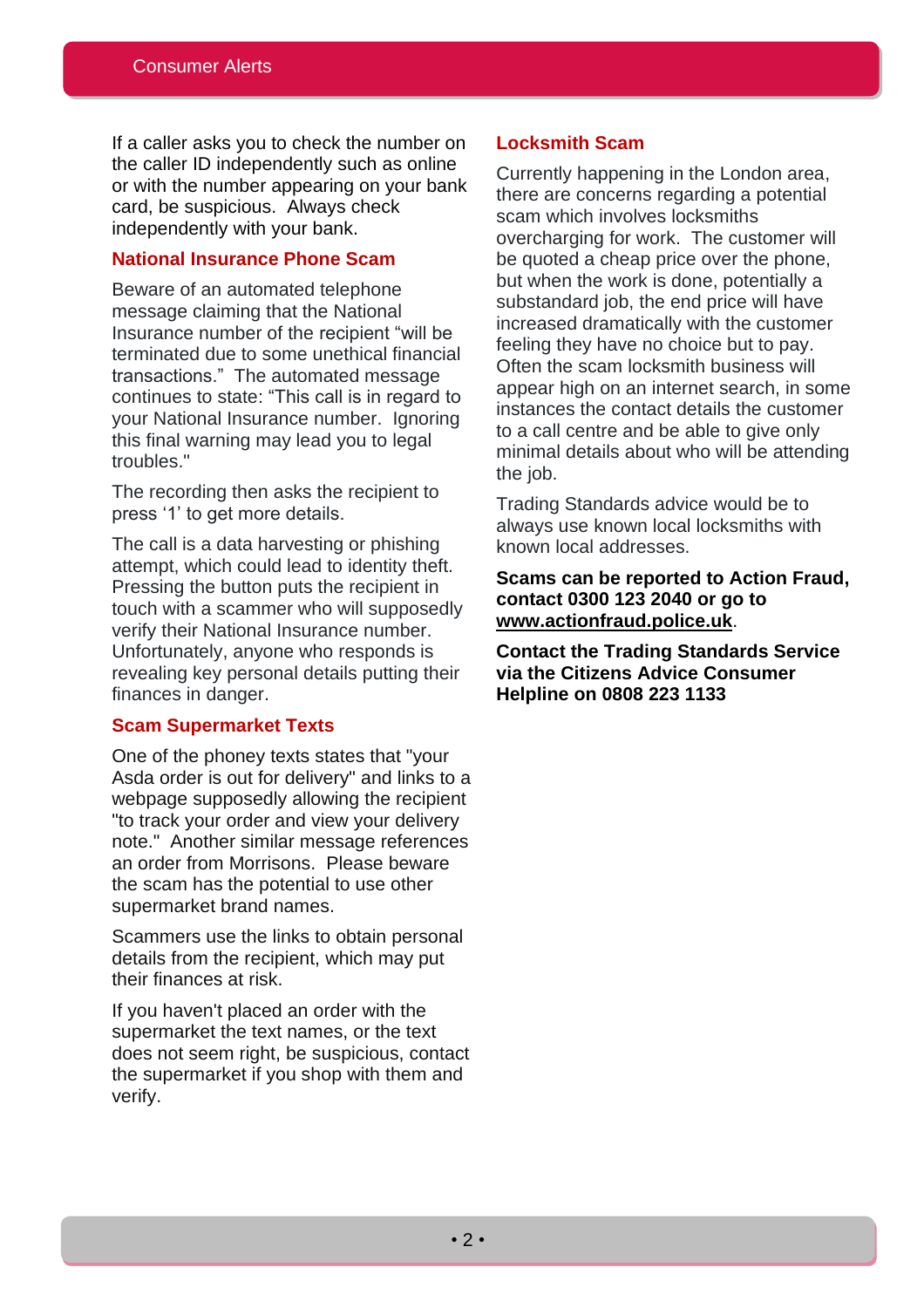If a caller asks you to check the number on the caller ID independently such as online or with the number appearing on your bank card, be suspicious. Always check independently with your bank.

## National Insurance Phone Scam

Beware of an automated telephone message claiming that the National Insurance number of the recipient "will be terminated due to some unethical financial transactions." The automated message continues to state: "This call is in regard to your National Insurance number. Ignoring this final warning may lead you to legal troubles."

The recording then asks the recipient to press '1' to get more details.

The call is a data harvesting or phishing attempt, which could lead to identity theft. Pressing the button puts the recipient in touch with a scammer who will supposedly verify their National Insurance number. Unfortunately, anyone who responds is revealing key personal details putting their finances in danger.

## Scam Supermarket Texts

One of the phoney texts states that "your Asda order is out for delivery" and links to a webpage supposedly allowing the recipient "to track your order and view your delivery note." Another similar message references an order from Morrisons. Please beware the scam has the potential to use other supermarket brand names.

Scammers use the links to obtain personal details from the recipient, which may put their finances at risk.

If you haven't placed an order with the supermarket the text names, or the text does not seem right, be suspicious, contact the supermarket if you shop with them and verify.

## Locksmith Scam

Currently happening in the London area, there are concerns regarding a potential scam which involves locksmiths overcharging for work. The customer will be quoted a cheap price over the phone, but when the work is done, potentially a substandard job, the end price will have increased dramatically with the customer feeling they have no choice but to pay. Often the scam locksmith business will appear high on an internet search, in some instances the contact details the customer to a call centre and be able to give only minimal details about who will be attending the job.

Trading Standards advice would be to always use known local locksmiths with known local addresses.

**Scams can be reported to Action Fraud, contact 0300 123 2040 or go to <u>www.actionfraud.police.uk</u>.**

**Contact the Trading Standards Service via the Citizens Advice Consumer Helpline on 0808 223 1133**